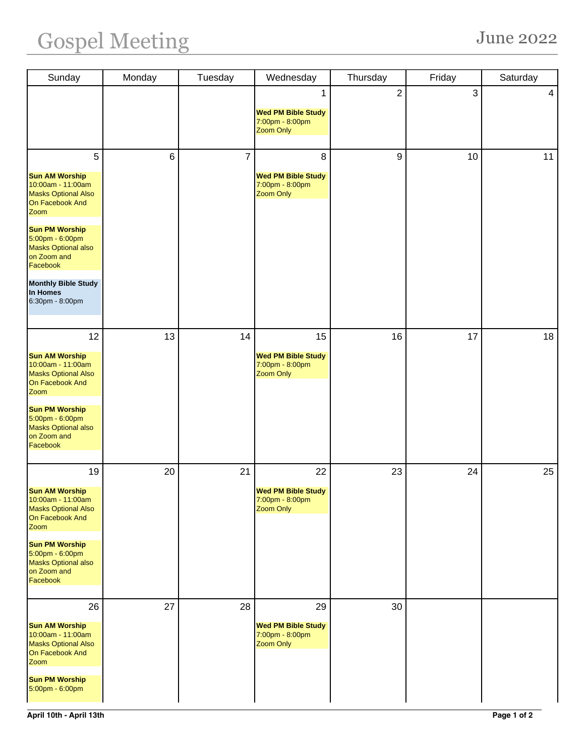# Gospel Meeting

June 2022

| Sunday | Monday | Tuesday | Wednesday | Thursday | Friday | Saturday |
|---|---|---|---|---|---|---|
| | | | 1<br><br>**Wed PM Bible Study**<br>7:00pm - 8:00pm<br>Zoom Only | 2 | 3 | 4 |
| 5<br><br>**Sun AM Worship**<br>10:00am - 11:00am<br>Masks Optional Also On Facebook And Zoom<br><br>**Sun PM Worship**<br>5:00pm - 6:00pm<br>Masks Optional also on Zoom and Facebook<br><br>**Monthly Bible Study In Homes**<br>6:30pm - 8:00pm | 6 | 7 | 8<br><br>**Wed PM Bible Study**<br>7:00pm - 8:00pm<br>Zoom Only | 9 | 10 | 11 |
| 12<br><br>**Sun AM Worship**<br>10:00am - 11:00am<br>Masks Optional Also On Facebook And Zoom<br><br>**Sun PM Worship**<br>5:00pm - 6:00pm<br>Masks Optional also on Zoom and Facebook | 13 | 14 | 15<br><br>**Wed PM Bible Study**<br>7:00pm - 8:00pm<br>Zoom Only | 16 | 17 | 18 |
| 19<br><br>**Sun AM Worship**<br>10:00am - 11:00am<br>Masks Optional Also On Facebook And Zoom<br><br>**Sun PM Worship**<br>5:00pm - 6:00pm<br>Masks Optional also on Zoom and Facebook | 20 | 21 | 22<br><br>**Wed PM Bible Study**<br>7:00pm - 8:00pm<br>Zoom Only | 23 | 24 | 25 |
| 26<br><br>**Sun AM Worship**<br>10:00am - 11:00am<br>Masks Optional Also On Facebook And Zoom<br><br>**Sun PM Worship**<br>5:00pm - 6:00pm | 27 | 28 | 29<br><br>**Wed PM Bible Study**<br>7:00pm - 8:00pm<br>Zoom Only | 30 | | |

**April 10th - April 13th**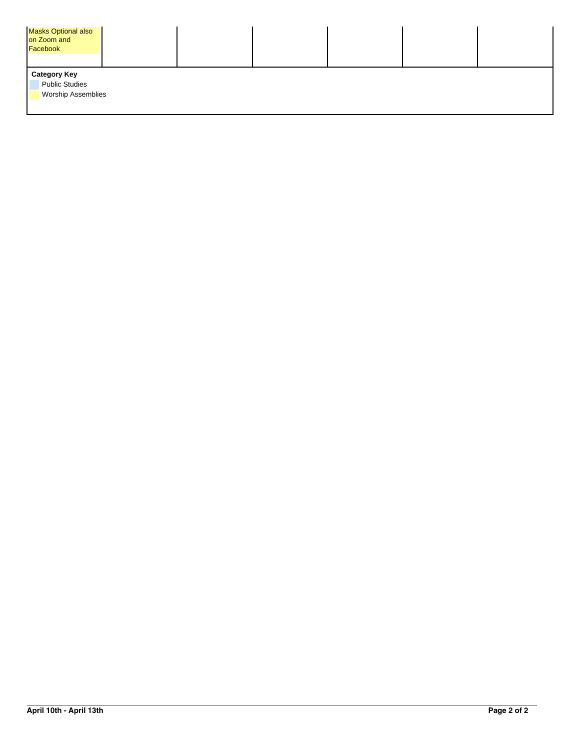| | | | | | | |
|---|---|---|---|---|---|---|
| Masks Optional also on Zoom and Facebook | | | | | | |

**Category Key**

- Public Studies
- Worship Assemblies